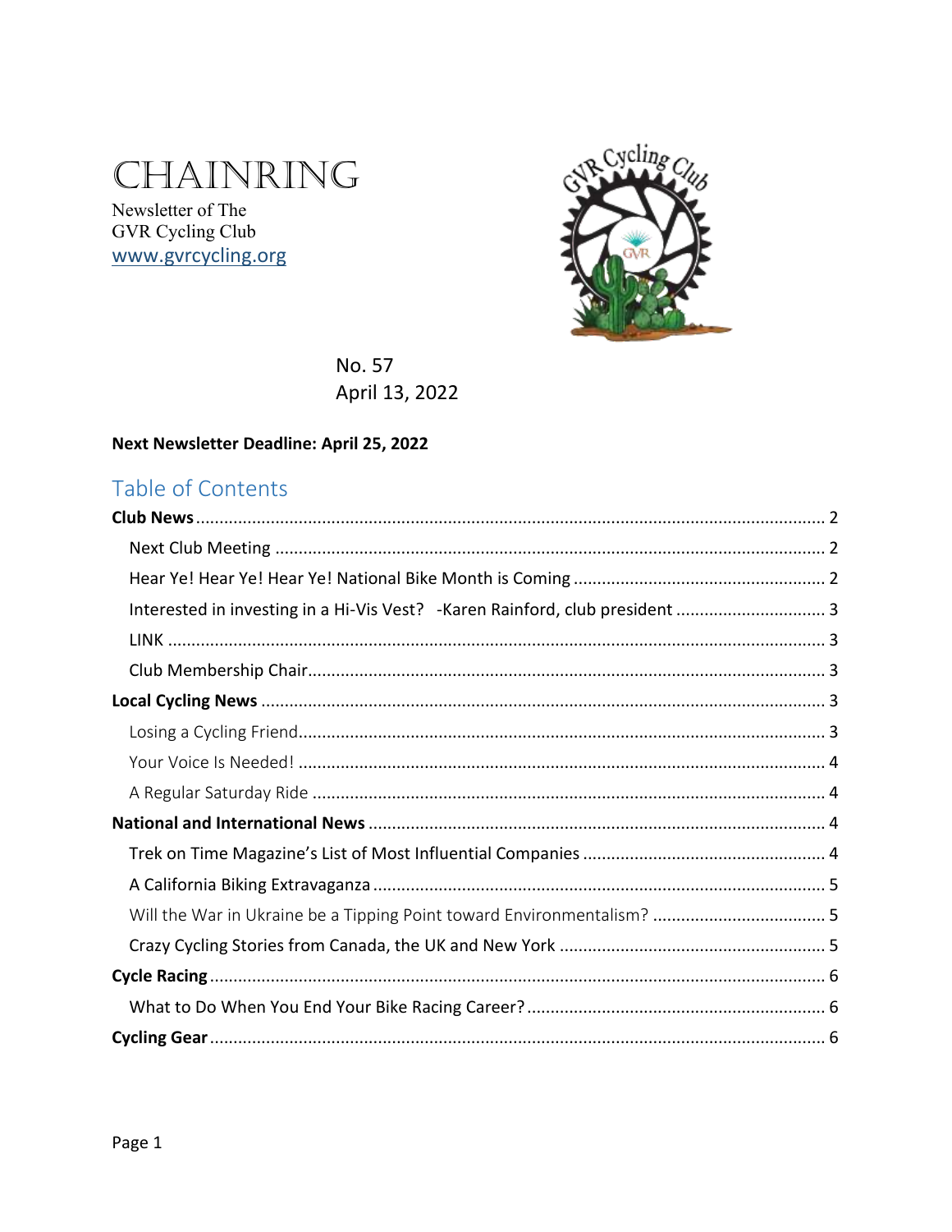# CHAINRING

Newsletter of The
GVR Cycling Club
www.gvrcycling.org

No. 57
April 13, 2022

**Next Newsletter Deadline: April 25, 2022**

## Table of Contents

**Club News** ........ 2
- Next Club Meeting ........ 2
- Hear Ye! Hear Ye! Hear Ye! National Bike Month is Coming ........ 2
- Interested in investing in a Hi-Vis Vest? -Karen Rainford, club president ........ 3
- LINK ........ 3
- Club Membership Chair ........ 3

**Local Cycling News** ........ 3
- Losing a Cycling Friend ........ 3
- Your Voice Is Needed! ........ 4
- A Regular Saturday Ride ........ 4

**National and International News** ........ 4
- Trek on Time Magazine's List of Most Influential Companies ........ 4
- A California Biking Extravaganza ........ 5
- Will the War in Ukraine be a Tipping Point toward Environmentalism? ........ 5
- Crazy Cycling Stories from Canada, the UK and New York ........ 5

**Cycle Racing** ........ 6
- What to Do When You End Your Bike Racing Career? ........ 6

**Cycling Gear** ........ 6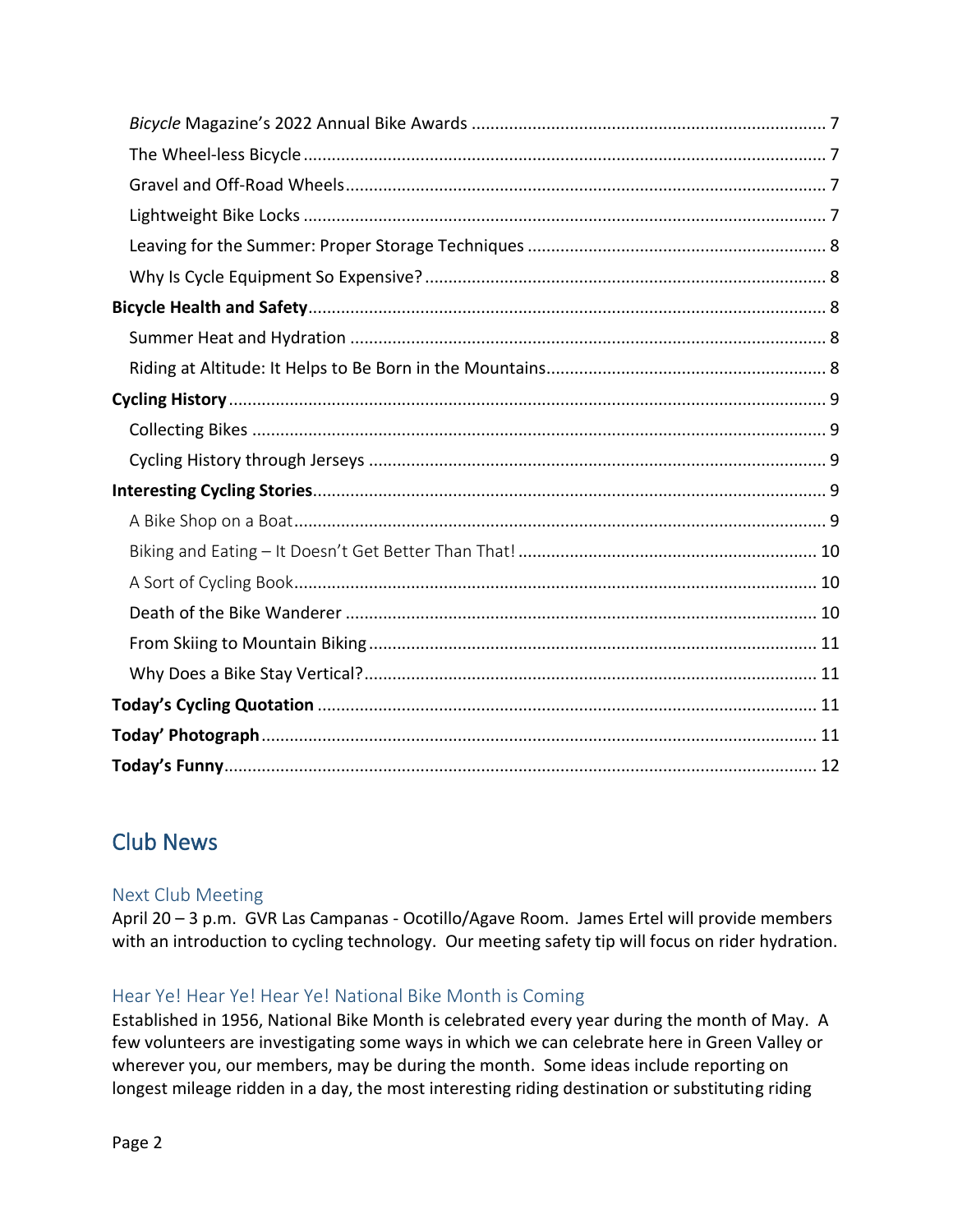*Bicycle* Magazine's 2022 Annual Bike Awards ........................................................................... 7
The Wheel-less Bicycle ........................................................................................................... 7
Gravel and Off-Road Wheels ................................................................................................... 7
Lightweight Bike Locks ............................................................................................................ 7
Leaving for the Summer: Proper Storage Techniques ............................................................... 8
Why Is Cycle Equipment So Expensive? .................................................................................. 8
**Bicycle Health and Safety** .......................................................................................................... 8
Summer Heat and Hydration ................................................................................................... 8
Riding at Altitude: It Helps to Be Born in the Mountains ........................................................... 8
**Cycling History** ............................................................................................................................ 9
Collecting Bikes ........................................................................................................................ 9
Cycling History through Jerseys ............................................................................................... 9
**Interesting Cycling Stories** .......................................................................................................... 9
A Bike Shop on a Boat ............................................................................................................... 9
Biking and Eating – It Doesn't Get Better Than That! ............................................................... 10
A Sort of Cycling Book ............................................................................................................. 10
Death of the Bike Wanderer .................................................................................................... 10
From Skiing to Mountain Biking .............................................................................................. 11
Why Does a Bike Stay Vertical? ................................................................................................ 11
**Today's Cycling Quotation** ......................................................................................................... 11
**Today' Photograph** ..................................................................................................................... 11
**Today's Funny** ............................................................................................................................ 12

# Club News

## Next Club Meeting

April 20 – 3 p.m. GVR Las Campanas - Ocotillo/Agave Room. James Ertel will provide members with an introduction to cycling technology. Our meeting safety tip will focus on rider hydration.

## Hear Ye! Hear Ye! Hear Ye! National Bike Month is Coming

Established in 1956, National Bike Month is celebrated every year during the month of May. A few volunteers are investigating some ways in which we can celebrate here in Green Valley or wherever you, our members, may be during the month. Some ideas include reporting on longest mileage ridden in a day, the most interesting riding destination or substituting riding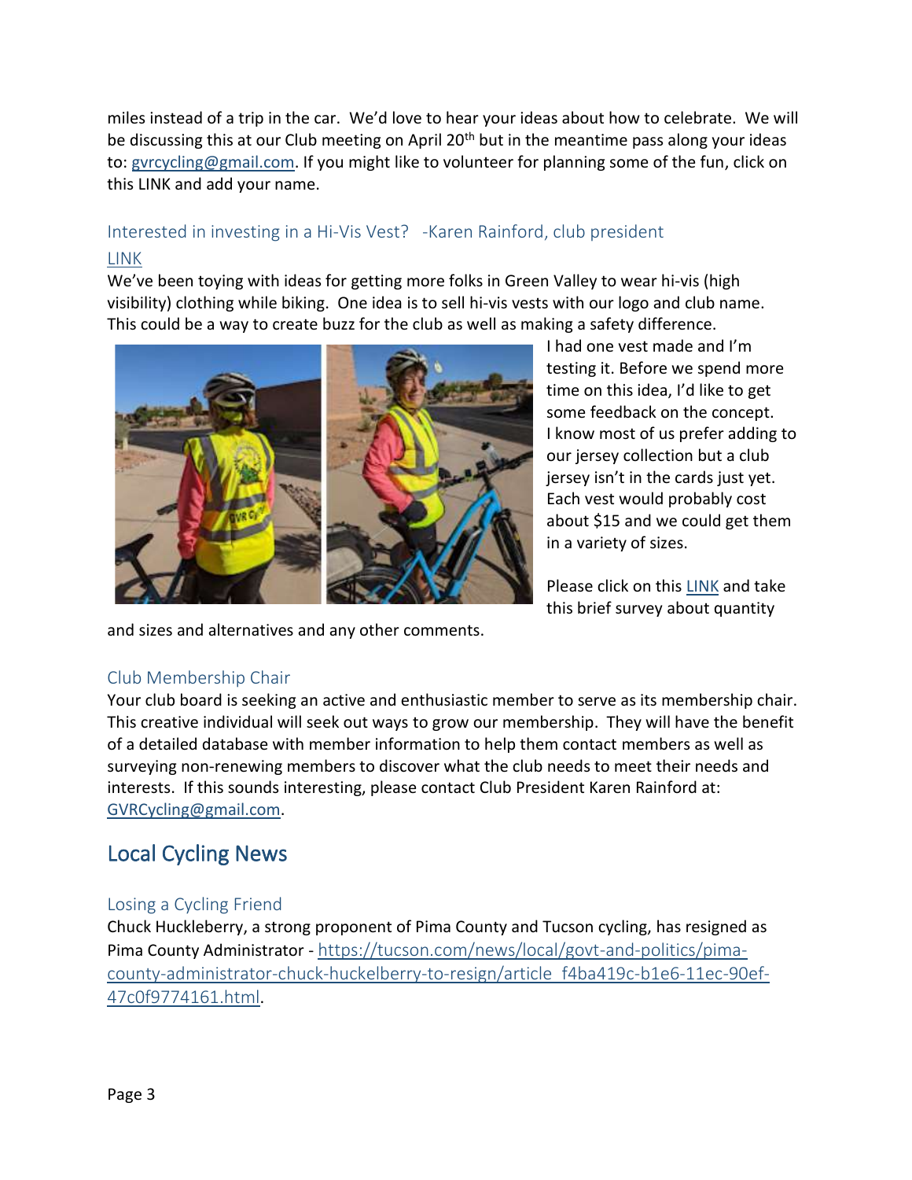miles instead of a trip in the car. We'd love to hear your ideas about how to celebrate. We will be discussing this at our Club meeting on April 20th but in the meantime pass along your ideas to: gvrcycling@gmail.com. If you might like to volunteer for planning some of the fun, click on this LINK and add your name.

### Interested in investing in a Hi-Vis Vest? -Karen Rainford, club president

LINK

We've been toying with ideas for getting more folks in Green Valley to wear hi-vis (high visibility) clothing while biking. One idea is to sell hi-vis vests with our logo and club name. This could be a way to create buzz for the club as well as making a safety difference.

I had one vest made and I'm testing it. Before we spend more time on this idea, I'd like to get some feedback on the concept. I know most of us prefer adding to our jersey collection but a club jersey isn't in the cards just yet. Each vest would probably cost about $15 and we could get them in a variety of sizes.

Please click on this LINK and take this brief survey about quantity and sizes and alternatives and any other comments.

### Club Membership Chair

Your club board is seeking an active and enthusiastic member to serve as its membership chair. This creative individual will seek out ways to grow our membership. They will have the benefit of a detailed database with member information to help them contact members as well as surveying non-renewing members to discover what the club needs to meet their needs and interests. If this sounds interesting, please contact Club President Karen Rainford at: GVRCycling@gmail.com.

## Local Cycling News

### Losing a Cycling Friend

Chuck Huckleberry, a strong proponent of Pima County and Tucson cycling, has resigned as Pima County Administrator - https://tucson.com/news/local/govt-and-politics/pima-county-administrator-chuck-huckelberry-to-resign/article_f4ba419c-b1e6-11ec-90ef-47c0f9774161.html.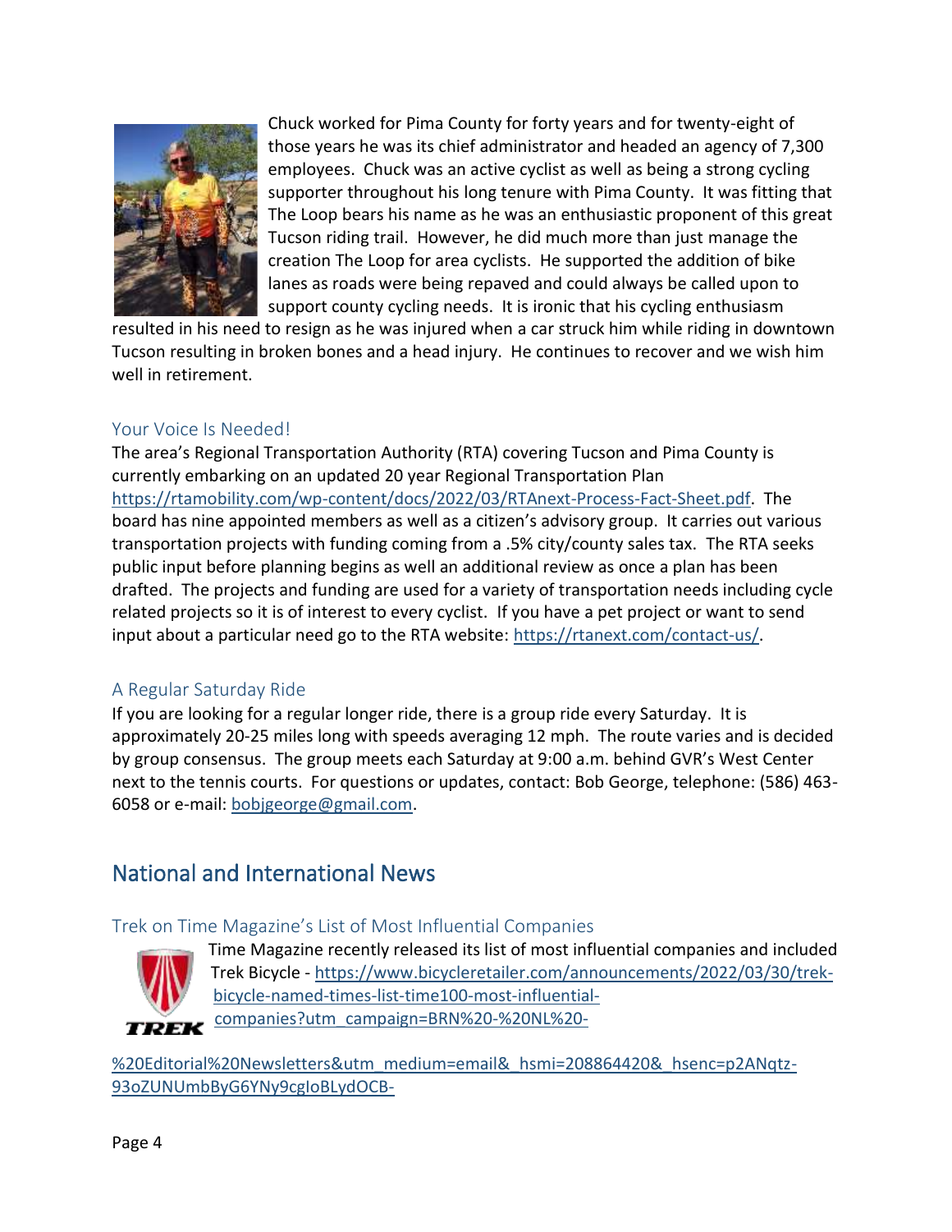Chuck worked for Pima County for forty years and for twenty-eight of those years he was its chief administrator and headed an agency of 7,300 employees. Chuck was an active cyclist as well as being a strong cycling supporter throughout his long tenure with Pima County. It was fitting that The Loop bears his name as he was an enthusiastic proponent of this great Tucson riding trail. However, he did much more than just manage the creation The Loop for area cyclists. He supported the addition of bike lanes as roads were being repaved and could always be called upon to support county cycling needs. It is ironic that his cycling enthusiasm resulted in his need to resign as he was injured when a car struck him while riding in downtown Tucson resulting in broken bones and a head injury. He continues to recover and we wish him well in retirement.

### Your Voice Is Needed!

The area's Regional Transportation Authority (RTA) covering Tucson and Pima County is currently embarking on an updated 20 year Regional Transportation Plan https://rtamobility.com/wp-content/docs/2022/03/RTAnext-Process-Fact-Sheet.pdf. The board has nine appointed members as well as a citizen's advisory group. It carries out various transportation projects with funding coming from a .5% city/county sales tax. The RTA seeks public input before planning begins as well an additional review as once a plan has been drafted. The projects and funding are used for a variety of transportation needs including cycle related projects so it is of interest to every cyclist. If you have a pet project or want to send input about a particular need go to the RTA website: https://rtanext.com/contact-us/.

### A Regular Saturday Ride

If you are looking for a regular longer ride, there is a group ride every Saturday. It is approximately 20-25 miles long with speeds averaging 12 mph. The route varies and is decided by group consensus. The group meets each Saturday at 9:00 a.m. behind GVR's West Center next to the tennis courts. For questions or updates, contact: Bob George, telephone: (586) 463-6058 or e-mail: bobjgeorge@gmail.com.

## National and International News

### Trek on Time Magazine's List of Most Influential Companies

Time Magazine recently released its list of most influential companies and included Trek Bicycle - https://www.bicycleretailer.com/announcements/2022/03/30/trek-bicycle-named-times-list-time100-most-influential-companies?utm_campaign=BRN%20-%20NL%20-%20Editorial%20Newsletters&utm_medium=email&_hsmi=208864420&_hsenc=p2ANqtz-93oZUNUmbByG6YNy9cgloBLydOCB-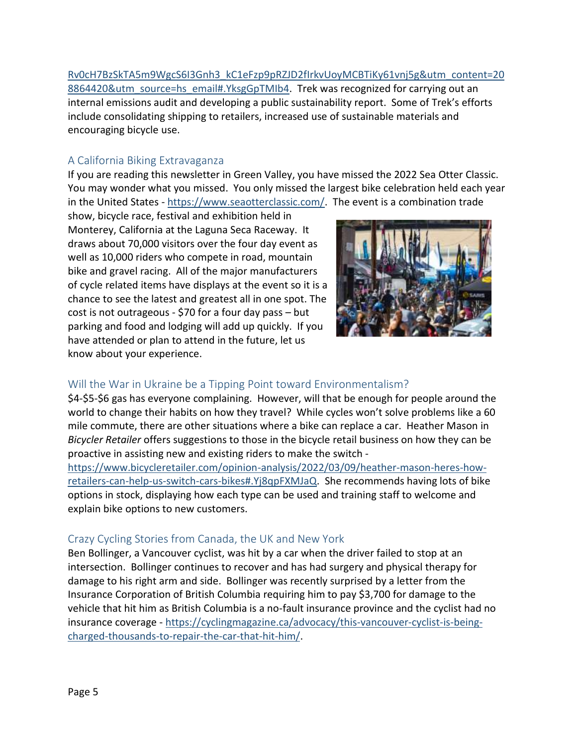[Rv0cH7BzSkTA5m9WgcS6I3Gnh3_kC1eFzp9pRZJD2fIrkvUoyMCBTiKy61vnj5g&utm_content=208864420&utm_source=hs_email#.YksgGpTMIb4](Rv0cH7BzSkTA5m9WgcS6I3Gnh3_kC1eFzp9pRZJD2fIrkvUoyMCBTiKy61vnj5g&utm_content=208864420&utm_source=hs_email#.YksgGpTMIb4). Trek was recognized for carrying out an internal emissions audit and developing a public sustainability report. Some of Trek's efforts include consolidating shipping to retailers, increased use of sustainable materials and encouraging bicycle use.

## A California Biking Extravaganza

If you are reading this newsletter in Green Valley, you have missed the 2022 Sea Otter Classic. You may wonder what you missed. You only missed the largest bike celebration held each year in the United States - https://www.seaotterclassic.com/. The event is a combination trade show, bicycle race, festival and exhibition held in Monterey, California at the Laguna Seca Raceway. It draws about 70,000 visitors over the four day event as well as 10,000 riders who compete in road, mountain bike and gravel racing. All of the major manufacturers of cycle related items have displays at the event so it is a chance to see the latest and greatest all in one spot. The cost is not outrageous - $70 for a four day pass – but parking and food and lodging will add up quickly. If you have attended or plan to attend in the future, let us know about your experience.

## Will the War in Ukraine be a Tipping Point toward Environmentalism?

$4-$5-$6 gas has everyone complaining. However, will that be enough for people around the world to change their habits on how they travel? While cycles won't solve problems like a 60 mile commute, there are other situations where a bike can replace a car. Heather Mason in *Bicycler Retailer* offers suggestions to those in the bicycle retail business on how they can be proactive in assisting new and existing riders to make the switch - https://www.bicycleretailer.com/opinion-analysis/2022/03/09/heather-mason-heres-how-retailers-can-help-us-switch-cars-bikes#.Yj8qpFXMJaQ. She recommends having lots of bike options in stock, displaying how each type can be used and training staff to welcome and explain bike options to new customers.

## Crazy Cycling Stories from Canada, the UK and New York

Ben Bollinger, a Vancouver cyclist, was hit by a car when the driver failed to stop at an intersection. Bollinger continues to recover and has had surgery and physical therapy for damage to his right arm and side. Bollinger was recently surprised by a letter from the Insurance Corporation of British Columbia requiring him to pay $3,700 for damage to the vehicle that hit him as British Columbia is a no-fault insurance province and the cyclist had no insurance coverage - https://cyclingmagazine.ca/advocacy/this-vancouver-cyclist-is-being-charged-thousands-to-repair-the-car-that-hit-him/.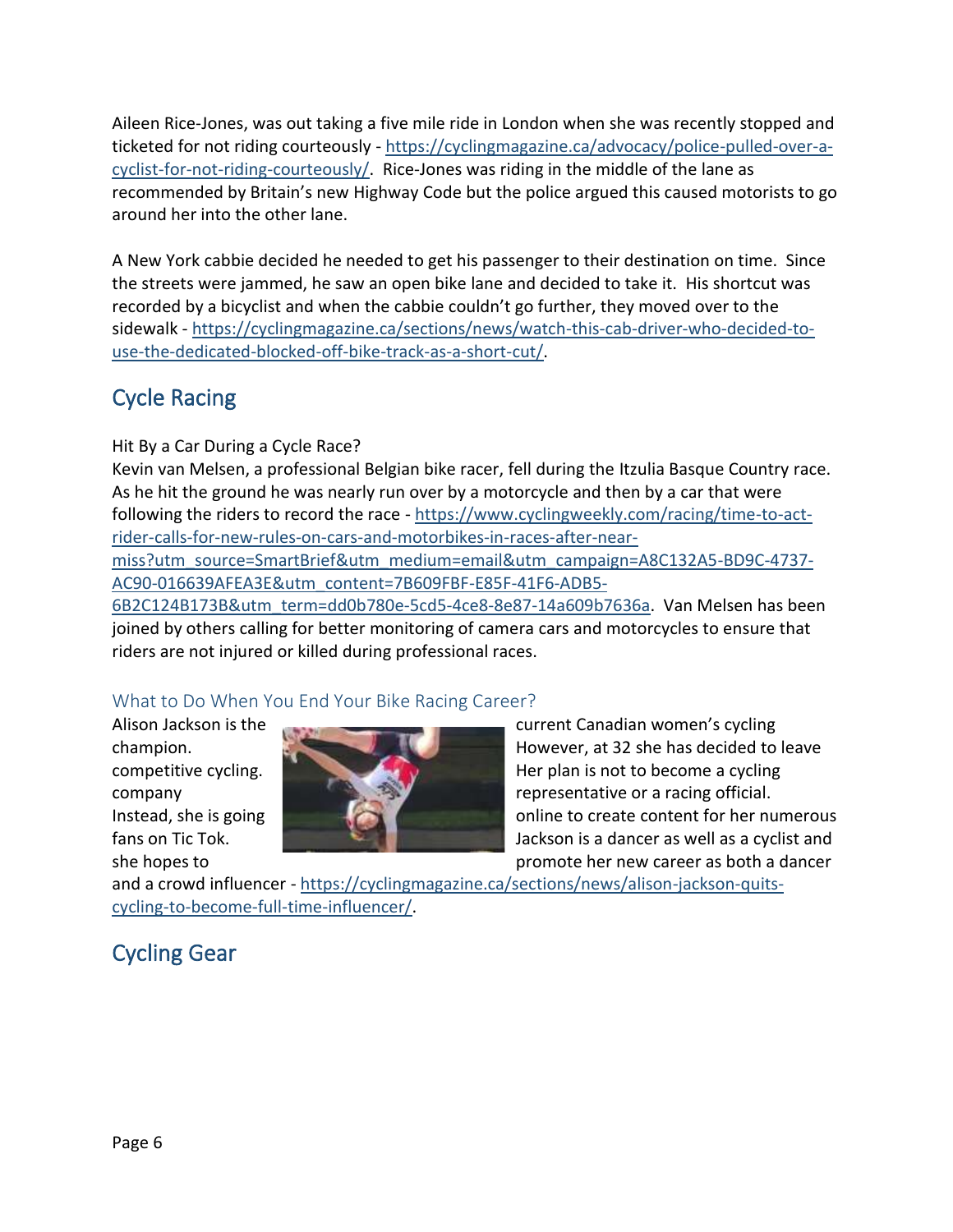Aileen Rice-Jones, was out taking a five mile ride in London when she was recently stopped and ticketed for not riding courteously - https://cyclingmagazine.ca/advocacy/police-pulled-over-a-cyclist-for-not-riding-courteously/. Rice-Jones was riding in the middle of the lane as recommended by Britain's new Highway Code but the police argued this caused motorists to go around her into the other lane.

A New York cabbie decided he needed to get his passenger to their destination on time. Since the streets were jammed, he saw an open bike lane and decided to take it. His shortcut was recorded by a bicyclist and when the cabbie couldn't go further, they moved over to the sidewalk - https://cyclingmagazine.ca/sections/news/watch-this-cab-driver-who-decided-to-use-the-dedicated-blocked-off-bike-track-as-a-short-cut/.

## Cycle Racing

Hit By a Car During a Cycle Race?

Kevin van Melsen, a professional Belgian bike racer, fell during the Itzulia Basque Country race. As he hit the ground he was nearly run over by a motorcycle and then by a car that were following the riders to record the race - https://www.cyclingweekly.com/racing/time-to-act-rider-calls-for-new-rules-on-cars-and-motorbikes-in-races-after-near-miss?utm_source=SmartBrief&utm_medium=email&utm_campaign=A8C132A5-BD9C-4737-AC90-016639AFEA3E&utm_content=7B609FBF-E85F-41F6-ADB5-6B2C124B173B&utm_term=dd0b780e-5cd5-4ce8-8e87-14a609b7636a. Van Melsen has been joined by others calling for better monitoring of camera cars and motorcycles to ensure that riders are not injured or killed during professional races.

### What to Do When You End Your Bike Racing Career?

Alison Jackson is the current Canadian women's cycling champion. However, at 32 she has decided to leave competitive cycling. Her plan is not to become a cycling company representative or a racing official. Instead, she is going online to create content for her numerous fans on Tic Tok. Jackson is a dancer as well as a cyclist and she hopes to promote her new career as both a dancer and a crowd influencer - https://cyclingmagazine.ca/sections/news/alison-jackson-quits-cycling-to-become-full-time-influencer/.

## Cycling Gear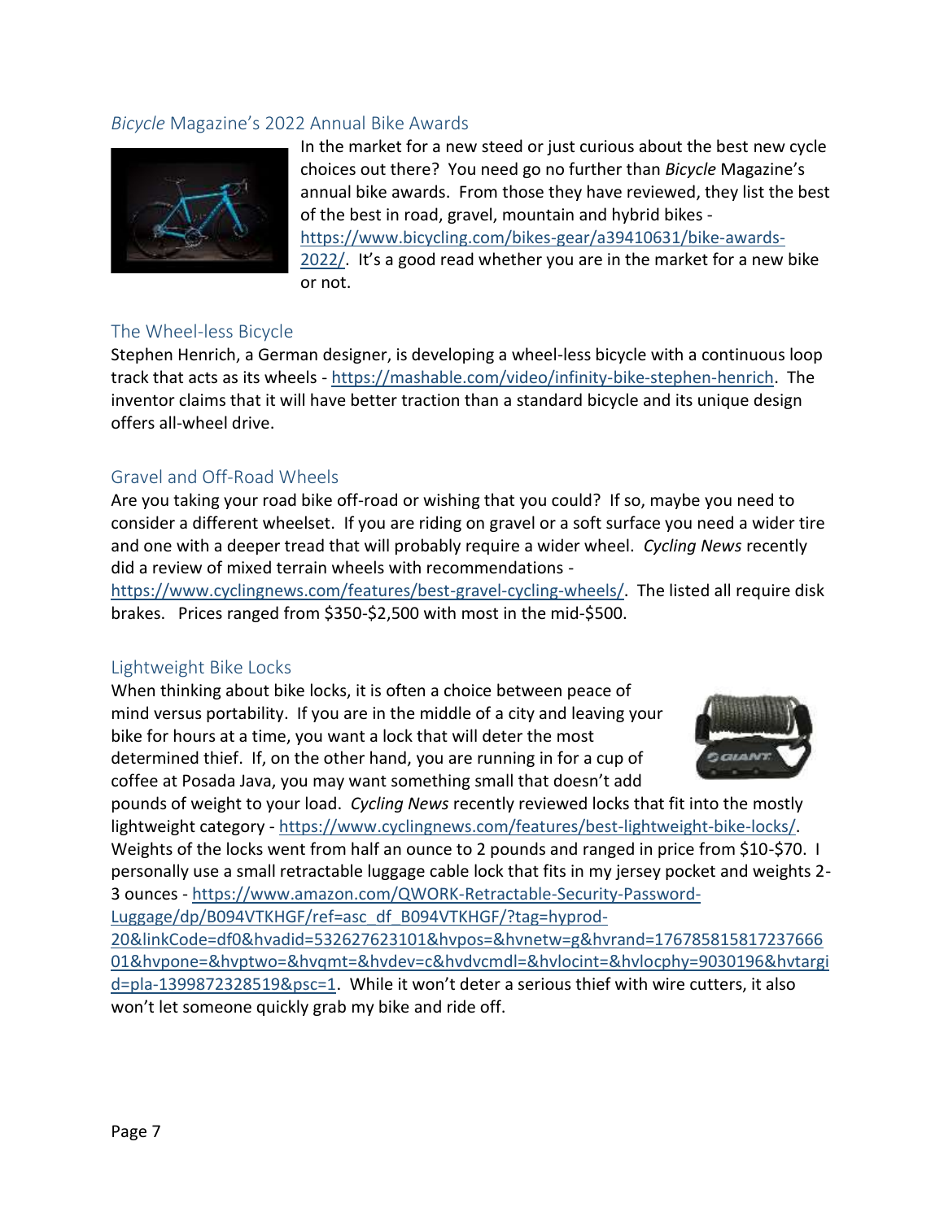## *Bicycle* Magazine's 2022 Annual Bike Awards

In the market for a new steed or just curious about the best new cycle choices out there? You need go no further than *Bicycle* Magazine's annual bike awards. From those they have reviewed, they list the best of the best in road, gravel, mountain and hybrid bikes - https://www.bicycling.com/bikes-gear/a39410631/bike-awards-2022/. It's a good read whether you are in the market for a new bike or not.

## The Wheel-less Bicycle

Stephen Henrich, a German designer, is developing a wheel-less bicycle with a continuous loop track that acts as its wheels - https://mashable.com/video/infinity-bike-stephen-henrich. The inventor claims that it will have better traction than a standard bicycle and its unique design offers all-wheel drive.

## Gravel and Off-Road Wheels

Are you taking your road bike off-road or wishing that you could? If so, maybe you need to consider a different wheelset. If you are riding on gravel or a soft surface you need a wider tire and one with a deeper tread that will probably require a wider wheel. *Cycling News* recently did a review of mixed terrain wheels with recommendations - https://www.cyclingnews.com/features/best-gravel-cycling-wheels/. The listed all require disk brakes. Prices ranged from $350-$2,500 with most in the mid-$500.

## Lightweight Bike Locks

When thinking about bike locks, it is often a choice between peace of mind versus portability. If you are in the middle of a city and leaving your bike for hours at a time, you want a lock that will deter the most determined thief. If, on the other hand, you are running in for a cup of coffee at Posada Java, you may want something small that doesn't add pounds of weight to your load. *Cycling News* recently reviewed locks that fit into the mostly lightweight category - https://www.cyclingnews.com/features/best-lightweight-bike-locks/. Weights of the locks went from half an ounce to 2 pounds and ranged in price from $10-$70. I personally use a small retractable luggage cable lock that fits in my jersey pocket and weights 2-3 ounces - https://www.amazon.com/QWORK-Retractable-Security-Password-Luggage/dp/B094VTKHGF/ref=asc_df_B094VTKHGF/?tag=hyprod-20&linkCode=df0&hvadid=532627623101&hvpos=&hvnetw=g&hvrand=17678581581723766601&hvpone=&hvptwo=&hvqmt=&hvdev=c&hvdvcmdl=&hvlocint=&hvlocphy=9030196&hvtargid=pla-1399872328519&psc=1. While it won't deter a serious thief with wire cutters, it also won't let someone quickly grab my bike and ride off.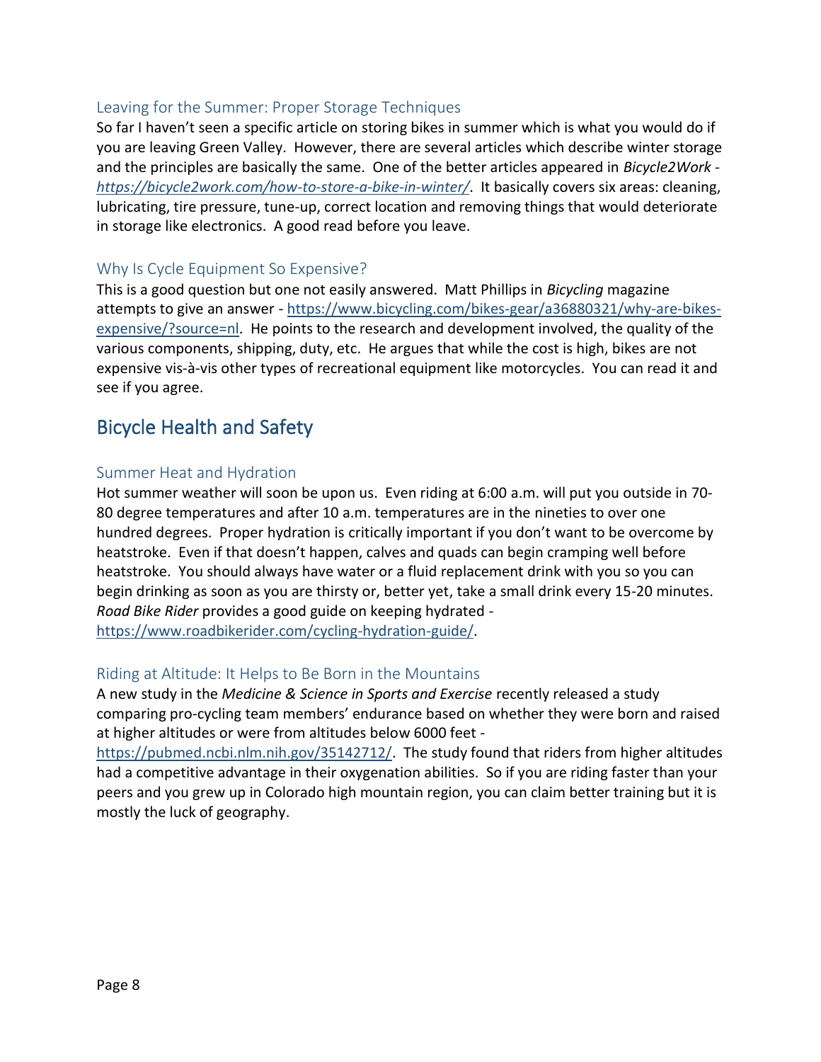### Leaving for the Summer: Proper Storage Techniques

So far I haven't seen a specific article on storing bikes in summer which is what you would do if you are leaving Green Valley. However, there are several articles which describe winter storage and the principles are basically the same. One of the better articles appeared in *Bicycle2Work* - *https://bicycle2work.com/how-to-store-a-bike-in-winter/*. It basically covers six areas: cleaning, lubricating, tire pressure, tune-up, correct location and removing things that would deteriorate in storage like electronics. A good read before you leave.

### Why Is Cycle Equipment So Expensive?

This is a good question but one not easily answered. Matt Phillips in *Bicycling* magazine attempts to give an answer - https://www.bicycling.com/bikes-gear/a36880321/why-are-bikes-expensive/?source=nl. He points to the research and development involved, the quality of the various components, shipping, duty, etc. He argues that while the cost is high, bikes are not expensive vis-à-vis other types of recreational equipment like motorcycles. You can read it and see if you agree.

## Bicycle Health and Safety

### Summer Heat and Hydration

Hot summer weather will soon be upon us. Even riding at 6:00 a.m. will put you outside in 70-80 degree temperatures and after 10 a.m. temperatures are in the nineties to over one hundred degrees. Proper hydration is critically important if you don't want to be overcome by heatstroke. Even if that doesn't happen, calves and quads can begin cramping well before heatstroke. You should always have water or a fluid replacement drink with you so you can begin drinking as soon as you are thirsty or, better yet, take a small drink every 15-20 minutes. *Road Bike Rider* provides a good guide on keeping hydrated - https://www.roadbikerider.com/cycling-hydration-guide/.

### Riding at Altitude: It Helps to Be Born in the Mountains

A new study in the *Medicine & Science in Sports and Exercise* recently released a study comparing pro-cycling team members' endurance based on whether they were born and raised at higher altitudes or were from altitudes below 6000 feet - https://pubmed.ncbi.nlm.nih.gov/35142712/. The study found that riders from higher altitudes had a competitive advantage in their oxygenation abilities. So if you are riding faster than your peers and you grew up in Colorado high mountain region, you can claim better training but it is mostly the luck of geography.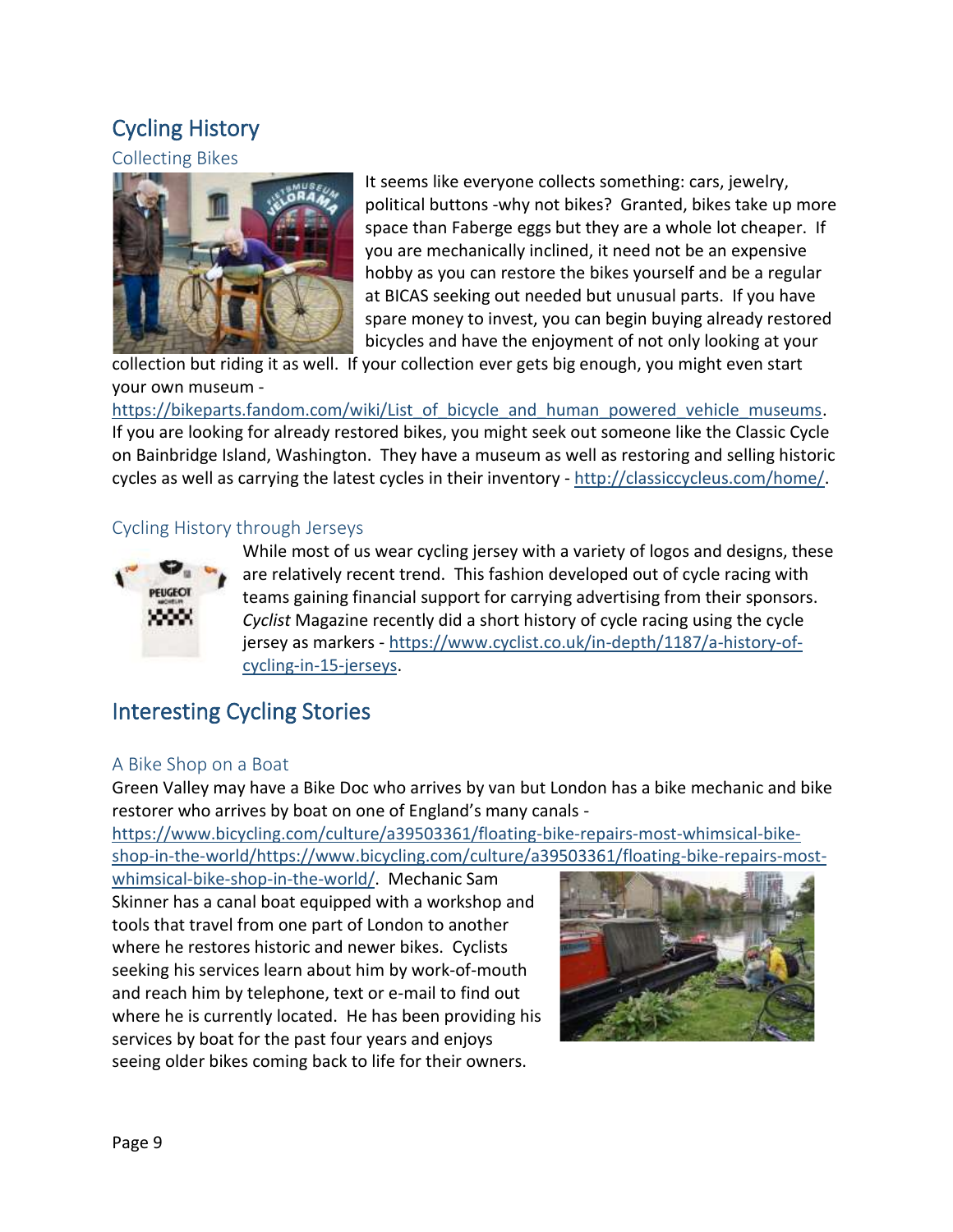# Cycling History

## Collecting Bikes

It seems like everyone collects something: cars, jewelry, political buttons -why not bikes? Granted, bikes take up more space than Faberge eggs but they are a whole lot cheaper. If you are mechanically inclined, it need not be an expensive hobby as you can restore the bikes yourself and be a regular at BICAS seeking out needed but unusual parts. If you have spare money to invest, you can begin buying already restored bicycles and have the enjoyment of not only looking at your collection but riding it as well. If your collection ever gets big enough, you might even start your own museum - https://bikeparts.fandom.com/wiki/List_of_bicycle_and_human_powered_vehicle_museums. If you are looking for already restored bikes, you might seek out someone like the Classic Cycle on Bainbridge Island, Washington. They have a museum as well as restoring and selling historic cycles as well as carrying the latest cycles in their inventory - http://classiccycleus.com/home/.

## Cycling History through Jerseys

While most of us wear cycling jersey with a variety of logos and designs, these are relatively recent trend. This fashion developed out of cycle racing with teams gaining financial support for carrying advertising from their sponsors. *Cyclist* Magazine recently did a short history of cycle racing using the cycle jersey as markers - https://www.cyclist.co.uk/in-depth/1187/a-history-of-cycling-in-15-jerseys.

# Interesting Cycling Stories

## A Bike Shop on a Boat

Green Valley may have a Bike Doc who arrives by van but London has a bike mechanic and bike restorer who arrives by boat on one of England's many canals - https://www.bicycling.com/culture/a39503361/floating-bike-repairs-most-whimsical-bike-shop-in-the-world/https://www.bicycling.com/culture/a39503361/floating-bike-repairs-most-whimsical-bike-shop-in-the-world/. Mechanic Sam Skinner has a canal boat equipped with a workshop and tools that travel from one part of London to another where he restores historic and newer bikes. Cyclists seeking his services learn about him by work-of-mouth and reach him by telephone, text or e-mail to find out where he is currently located. He has been providing his services by boat for the past four years and enjoys seeing older bikes coming back to life for their owners.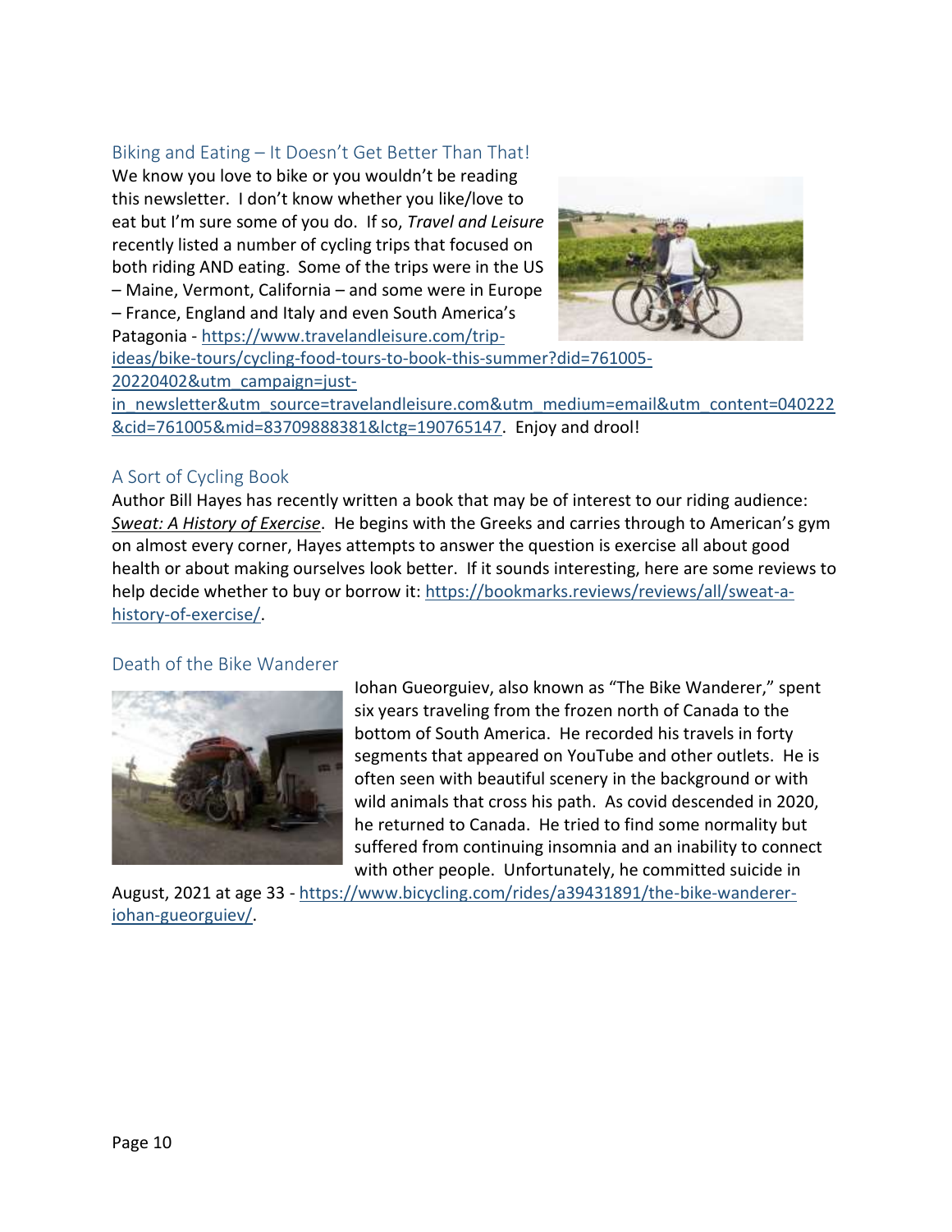## Biking and Eating – It Doesn't Get Better Than That!

We know you love to bike or you wouldn't be reading this newsletter. I don't know whether you like/love to eat but I'm sure some of you do. If so, *Travel and Leisure* recently listed a number of cycling trips that focused on both riding AND eating. Some of the trips were in the US – Maine, Vermont, California – and some were in Europe – France, England and Italy and even South America's Patagonia - https://www.travelandleisure.com/trip-ideas/bike-tours/cycling-food-tours-to-book-this-summer?did=761005-20220402&utm_campaign=just-in_newsletter&utm_source=travelandleisure.com&utm_medium=email&utm_content=040222&cid=761005&mid=83709888381&lctg=190765147. Enjoy and drool!

## A Sort of Cycling Book

Author Bill Hayes has recently written a book that may be of interest to our riding audience: ***Sweat: A History of Exercise***. He begins with the Greeks and carries through to American's gym on almost every corner, Hayes attempts to answer the question is exercise all about good health or about making ourselves look better. If it sounds interesting, here are some reviews to help decide whether to buy or borrow it: https://bookmarks.reviews/reviews/all/sweat-a-history-of-exercise/.

## Death of the Bike Wanderer

Iohan Gueorguiev, also known as "The Bike Wanderer," spent six years traveling from the frozen north of Canada to the bottom of South America. He recorded his travels in forty segments that appeared on YouTube and other outlets. He is often seen with beautiful scenery in the background or with wild animals that cross his path. As covid descended in 2020, he returned to Canada. He tried to find some normality but suffered from continuing insomnia and an inability to connect with other people. Unfortunately, he committed suicide in August, 2021 at age 33 - https://www.bicycling.com/rides/a39431891/the-bike-wanderer-iohan-gueorguiev/.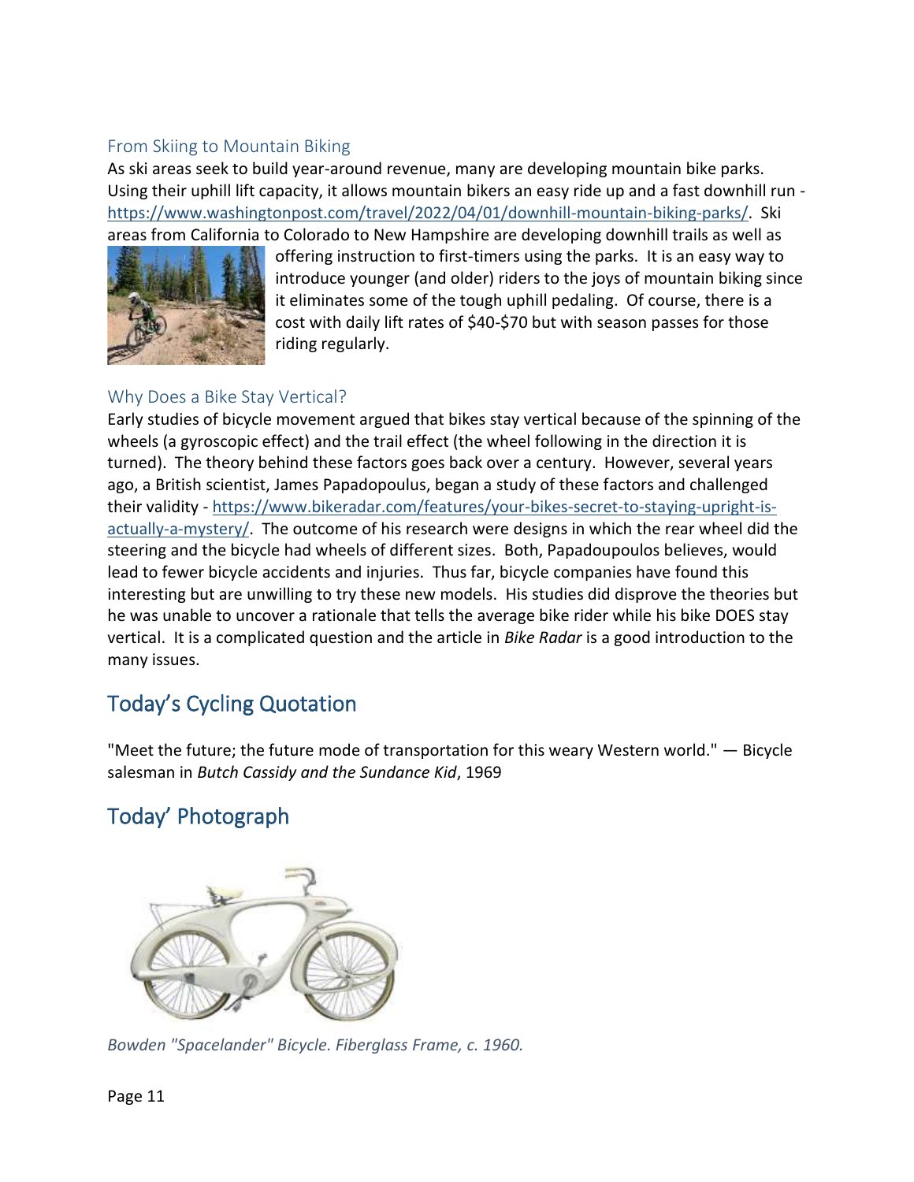### From Skiing to Mountain Biking

As ski areas seek to build year-around revenue, many are developing mountain bike parks. Using their uphill lift capacity, it allows mountain bikers an easy ride up and a fast downhill run - https://www.washingtonpost.com/travel/2022/04/01/downhill-mountain-biking-parks/. Ski areas from California to Colorado to New Hampshire are developing downhill trails as well as offering instruction to first-timers using the parks. It is an easy way to introduce younger (and older) riders to the joys of mountain biking since it eliminates some of the tough uphill pedaling. Of course, there is a cost with daily lift rates of $40-$70 but with season passes for those riding regularly.

### Why Does a Bike Stay Vertical?

Early studies of bicycle movement argued that bikes stay vertical because of the spinning of the wheels (a gyroscopic effect) and the trail effect (the wheel following in the direction it is turned). The theory behind these factors goes back over a century. However, several years ago, a British scientist, James Papadopoulus, began a study of these factors and challenged their validity - https://www.bikeradar.com/features/your-bikes-secret-to-staying-upright-is-actually-a-mystery/. The outcome of his research were designs in which the rear wheel did the steering and the bicycle had wheels of different sizes. Both, Papadoupoulos believes, would lead to fewer bicycle accidents and injuries. Thus far, bicycle companies have found this interesting but are unwilling to try these new models. His studies did disprove the theories but he was unable to uncover a rationale that tells the average bike rider while his bike DOES stay vertical. It is a complicated question and the article in *Bike Radar* is a good introduction to the many issues.

## Today's Cycling Quotation

"Meet the future; the future mode of transportation for this weary Western world." — Bicycle salesman in *Butch Cassidy and the Sundance Kid*, 1969

## Today' Photograph

*Bowden "Spacelander" Bicycle. Fiberglass Frame, c. 1960.*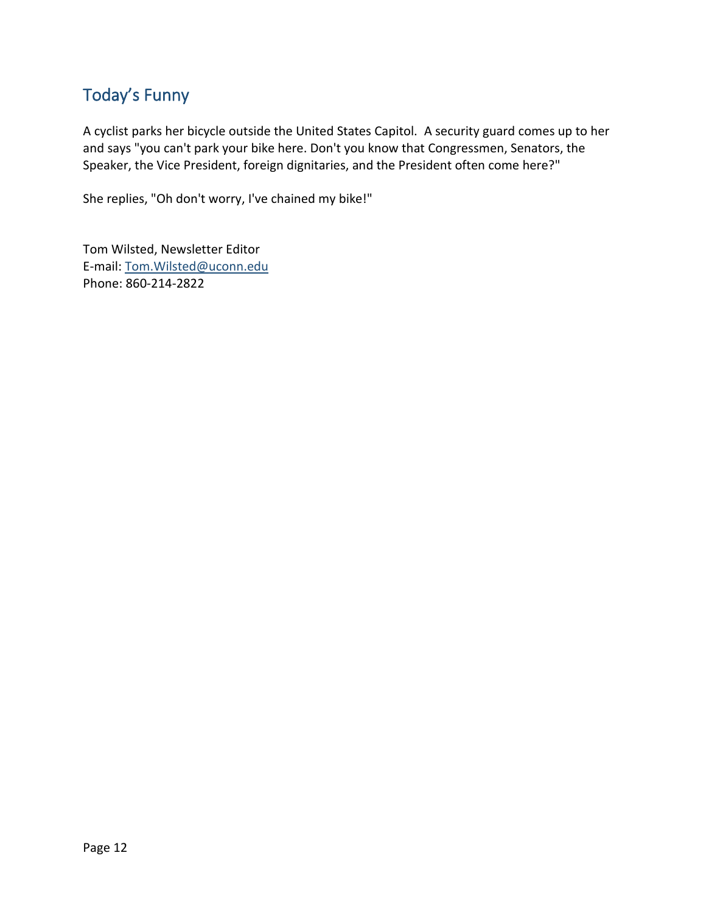## Today's Funny

A cyclist parks her bicycle outside the United States Capitol. A security guard comes up to her and says "you can't park your bike here. Don't you know that Congressmen, Senators, the Speaker, the Vice President, foreign dignitaries, and the President often come here?"

She replies, "Oh don't worry, I've chained my bike!"

Tom Wilsted, Newsletter Editor
E-mail: Tom.Wilsted@uconn.edu
Phone: 860-214-2822